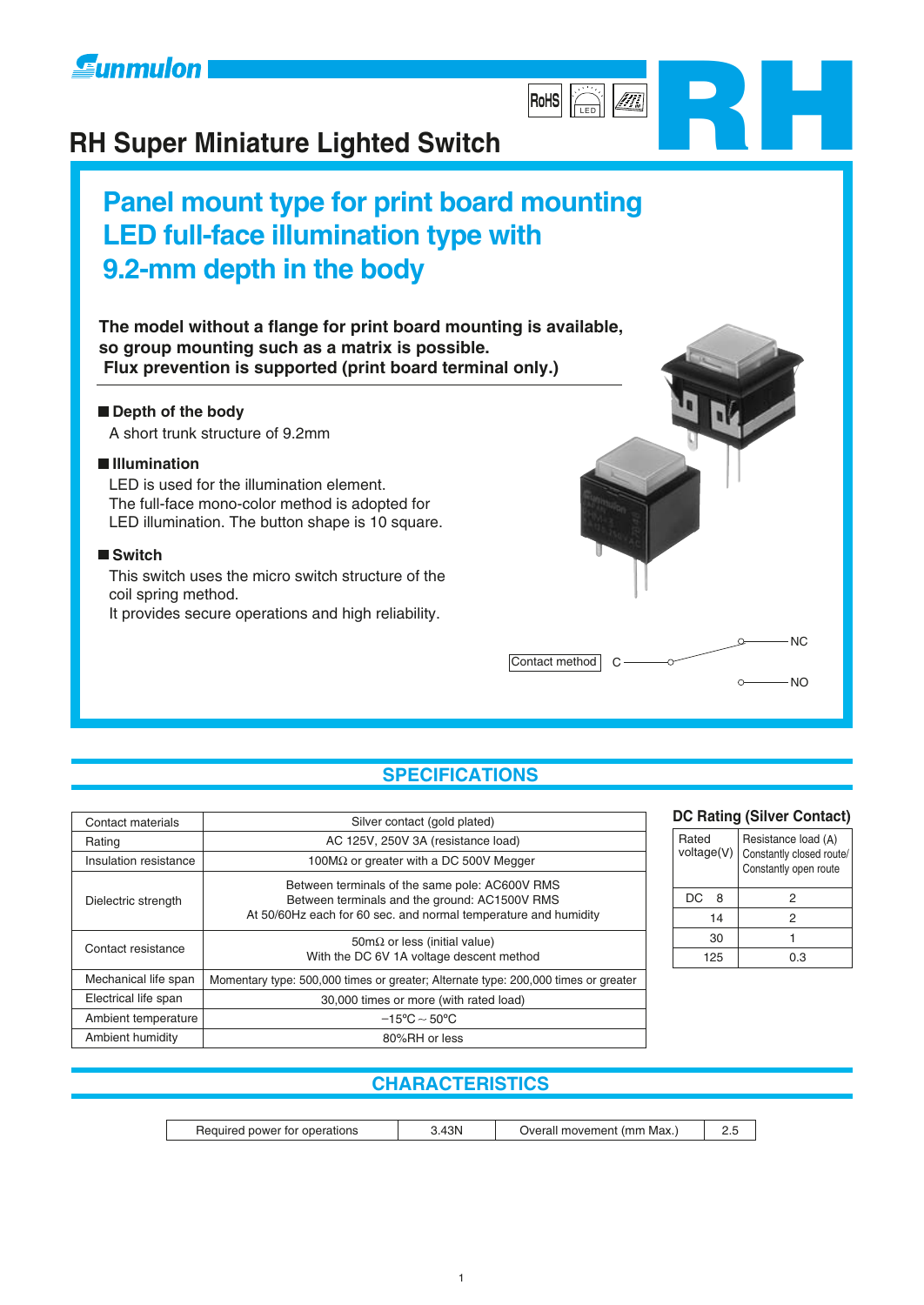Sunmulon

RoHS LED

# RH

## RH Super Miniature Lighted Switch

## Panel mount type for print board mounting LED full-face illumination type with 9.2-mm depth in the body

**The model without a flange for print board mounting is available, so group mounting such as a matrix is possible.
Flux prevention is supported (print board terminal only.)**

**■ Depth of the body**

A short trunk structure of 9.2mm

**■ Illumination**

LED is used for the illumination element.
The full-face mono-color method is adopted for LED illumination. The button shape is 10 square.

**■ Switch**

This switch uses the micro switch structure of the coil spring method.
It provides secure operations and high reliability.

Contact method: C — NC / NO

## SPECIFICATIONS

| Item | Specification |
|---|---|
| Contact materials | Silver contact (gold plated) |
| Rating | AC 125V, 250V 3A (resistance load) |
| Insulation resistance | 100MΩ or greater with a DC 500V Megger |
| Dielectric strength | Between terminals of the same pole: AC600V RMS<br>Between terminals and the ground: AC1500V RMS<br>At 50/60Hz each for 60 sec. and normal temperature and humidity |
| Contact resistance | 50mΩ or less (initial value)<br>With the DC 6V 1A voltage descent method |
| Mechanical life span | Momentary type: 500,000 times or greater; Alternate type: 200,000 times or greater |
| Electrical life span | 30,000 times or more (with rated load) |
| Ambient temperature | −15°C ~ 50°C |
| Ambient humidity | 80%RH or less |

### DC Rating (Silver Contact)

| Rated voltage(V) | Resistance load (A) Constantly closed route/ Constantly open route |
|---|---|
| DC 8 | 2 |
| 14 | 2 |
| 30 | 1 |
| 125 | 0.3 |

## CHARACTERISTICS

| Required power for operations | 3.43N | Overall movement (mm Max.) | 2.5 |
|---|---|---|---|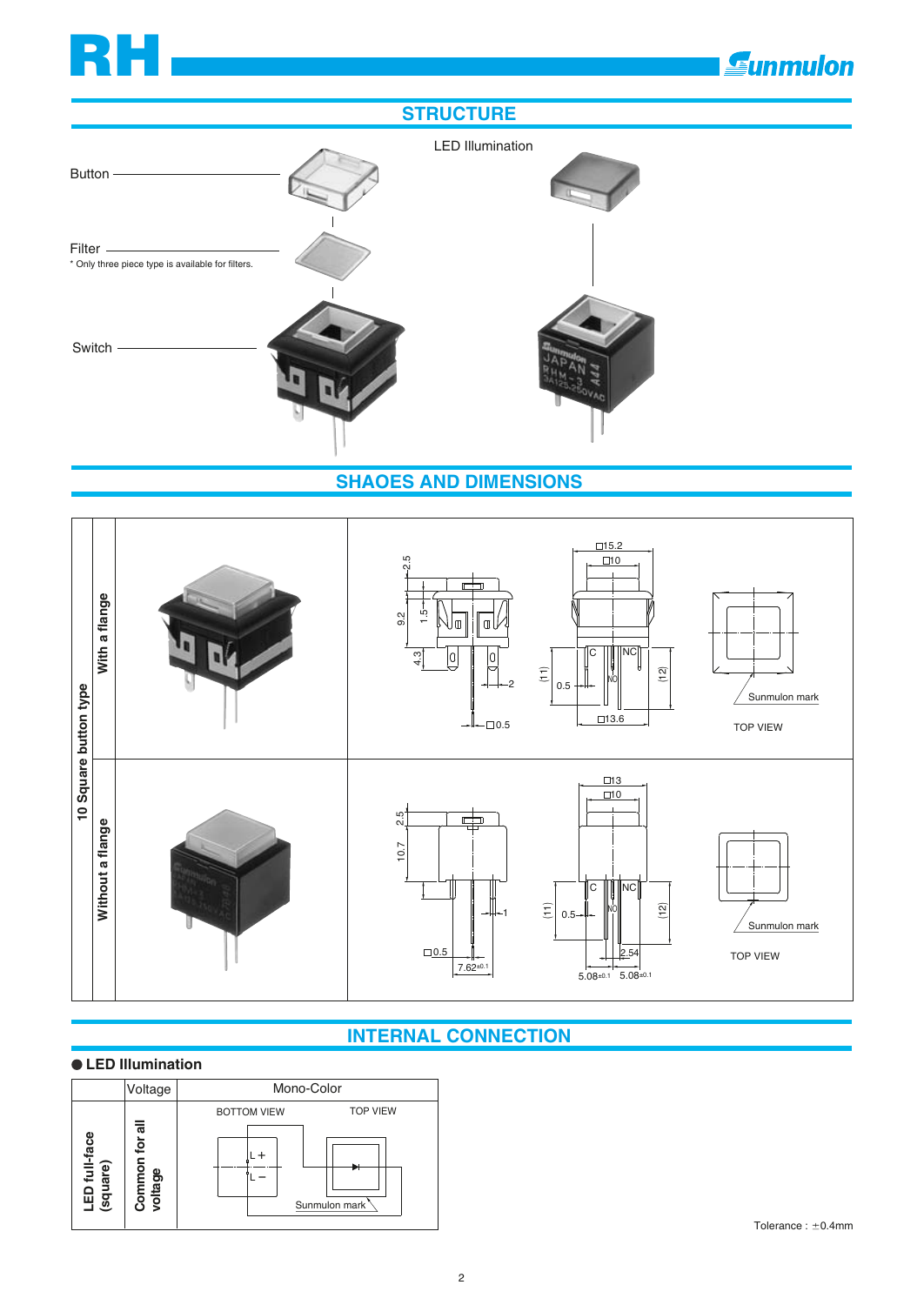# RH

## STRUCTURE

LED Illumination

Button

Filter
* Only three piece type is available for filters.

Switch

## SHAOES AND DIMENSIONS

| 10 Square button type | | |
|---|---|---|
| With a flange | | TOP VIEW — Sunmulon mark |
| Without a flange | | TOP VIEW — Sunmulon mark |

## INTERNAL CONNECTION

● **LED Illumination**

| | Voltage | Mono-Color |
|---|---|---|
| LED full-face (square) | Common for all voltage | BOTTOM VIEW / TOP VIEW — L +, L −, Sunmulon mark |

Tolerance : ±0.4mm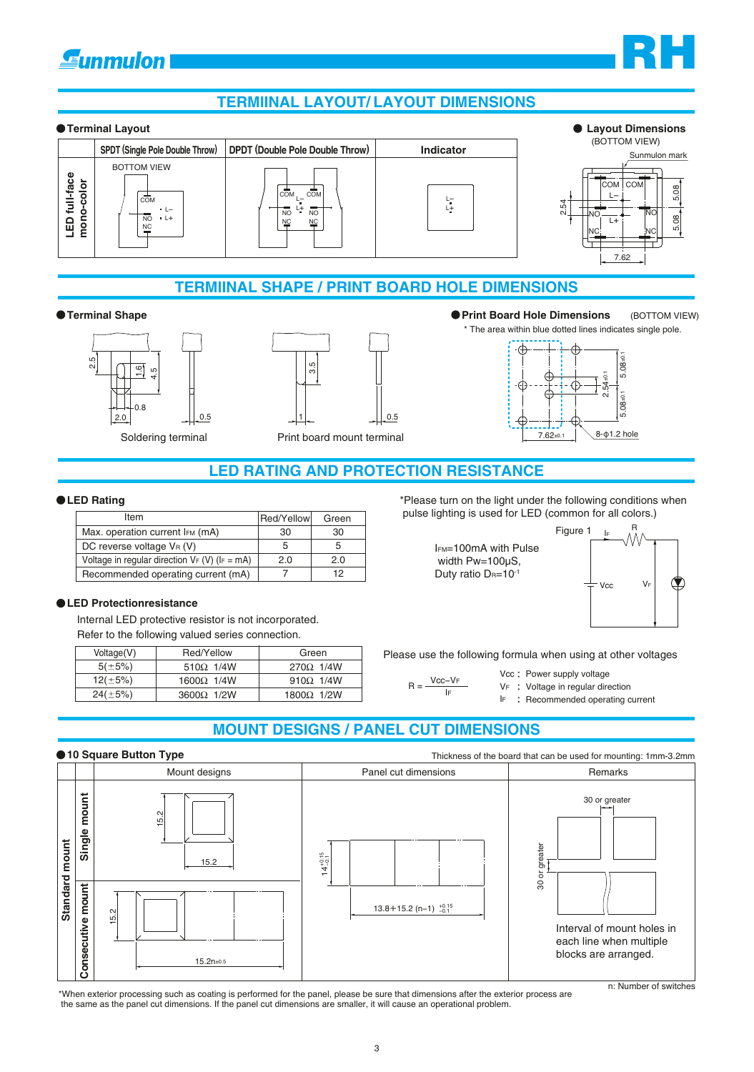# TERMIINAL LAYOUT/ LAYOUT DIMENSIONS

● **Terminal Layout**

| | SPDT (Single Pole Double Throw) | DPDT (Double Pole Double Throw) | Indicator |
|---|---|---|---|
| LED full-face mono-color | BOTTOM VIEW COM NO NC L– L+ | COM COM L– L+ NO NO NC NC | L– L+ |

● **Layout Dimensions**
(BOTTOM VIEW)

Sunmulon mark

COM COM L– NO NO L+ NC NC 2.54 5.08 5.08 7.62

# TERMIINAL SHAPE / PRINT BOARD HOLE DIMENSIONS

● **Terminal Shape**

Soldering terminal: 2.5, 1.6, 4.5, 0.8, 2.0, 0.5

Print board mount terminal: 3.5, 1, 0.5

● **Print Board Hole Dimensions** (BOTTOM VIEW)

* The area within blue dotted lines indicates single pole.

$5.08_{\pm0.1}$, $2.54_{\pm0.1}$, $5.08_{\pm0.1}$, $7.62_{\pm0.1}$, 8-φ1.2 hole

# LED RATING AND PROTECTION RESISTANCE

● **LED Rating**

| Item | Red/Yellow | Green |
|---|---|---|
| Max. operation current $I_{FM}$ (mA) | 30 | 30 |
| DC reverse voltage $V_R$ (V) | 5 | 5 |
| Voltage in regular direction $V_F$ (V) ($I_F$ = mA) | 2.0 | 2.0 |
| Recommended operating current (mA) | 7 | 12 |

*Please turn on the light under the following conditions when pulse lighting is used for LED (common for all colors.)

$I_{FM}$=100mA with Pulse width Pw=100μS, Duty ratio $D_R=10^{-1}$

Figure 1 ($I_F$, R, Vcc, $V_F$)

● **LED Protectionresistance**

Internal LED protective resistor is not incorporated.
Refer to the following valued series connection.

| Voltage(V) | Red/Yellow | Green |
|---|---|---|
| 5(±5%) | 510Ω 1/4W | 270Ω 1/4W |
| 12(±5%) | 1600Ω 1/4W | 910Ω 1/4W |
| 24(±5%) | 3600Ω 1/2W | 1800Ω 1/2W |

Please use the following formula when using at other voltages

$$R = \frac{Vcc - V_F}{I_F}$$

Vcc : Power supply voltage
$V_F$ : Voltage in regular direction
$I_F$ : Recommended operating current

# MOUNT DESIGNS / PANEL CUT DIMENSIONS

● **10 Square Button Type**

Thickness of the board that can be used for mounting: 1mm-3.2mm

| | | Mount designs | Panel cut dimensions | Remarks |
|---|---|---|---|---|
| Standard mount | Single mount | 15.2 × 15.2 | $14^{+0.15}_{-0.1}$ <br> $13.8+15.2\,(n-1)\ ^{+0.15}_{-0.1}$ | 30 or greater <br> 30 or greater <br> Interval of mount holes in each line when multiple blocks are arranged. |
| | Consecutive mount | 15.2 <br> $15.2n_{\pm0.5}$ | | |

n: Number of switches

*When exterior processing such as coating is performed for the panel, please be sure that dimensions after the exterior process are the same as the panel cut dimensions. If the panel cut dimensions are smaller, it will cause an operational problem.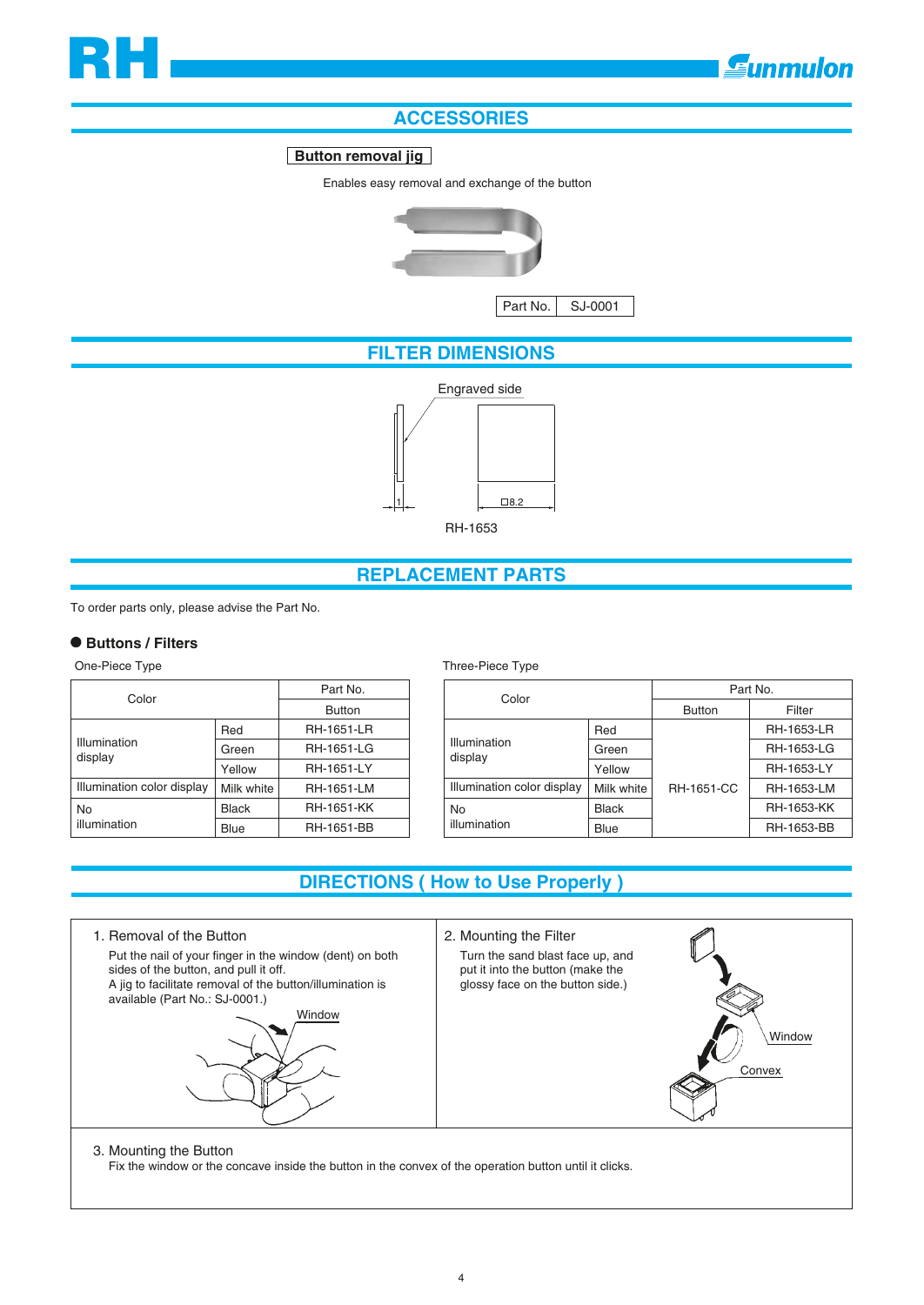## ACCESSORIES

**Button removal jig**

Enables easy removal and exchange of the button

| Part No. | SJ-0001 |
|---|---|

## FILTER DIMENSIONS

Engraved side

1

□8.2

RH-1653

## REPLACEMENT PARTS

To order parts only, please advise the Part No.

### ● Buttons / Filters

One-Piece Type

| Color | | Part No. |
|---|---|---|
| | | Button |
| Illumination display | Red | RH-1651-LR |
| | Green | RH-1651-LG |
| | Yellow | RH-1651-LY |
| Illumination color display | Milk white | RH-1651-LM |
| No illumination | Black | RH-1651-KK |
| | Blue | RH-1651-BB |

Three-Piece Type

| Color | | Part No. | |
|---|---|---|---|
| | | Button | Filter |
| Illumination display | Red | RH-1651-CC | RH-1653-LR |
| | Green | | RH-1653-LG |
| | Yellow | | RH-1653-LY |
| Illumination color display | Milk white | | RH-1653-LM |
| No illumination | Black | | RH-1653-KK |
| | Blue | | RH-1653-BB |

## DIRECTIONS ( How to Use Properly )

1. Removal of the Button

   Put the nail of your finger in the window (dent) on both sides of the button, and pull it off.
   A jig to facilitate removal of the button/illumination is available (Part No.: SJ-0001.)

   Window

2. Mounting the Filter

   Turn the sand blast face up, and put it into the button (make the glossy face on the button side.)

   Window

   Convex

3. Mounting the Button

   Fix the window or the concave inside the button in the convex of the operation button until it clicks.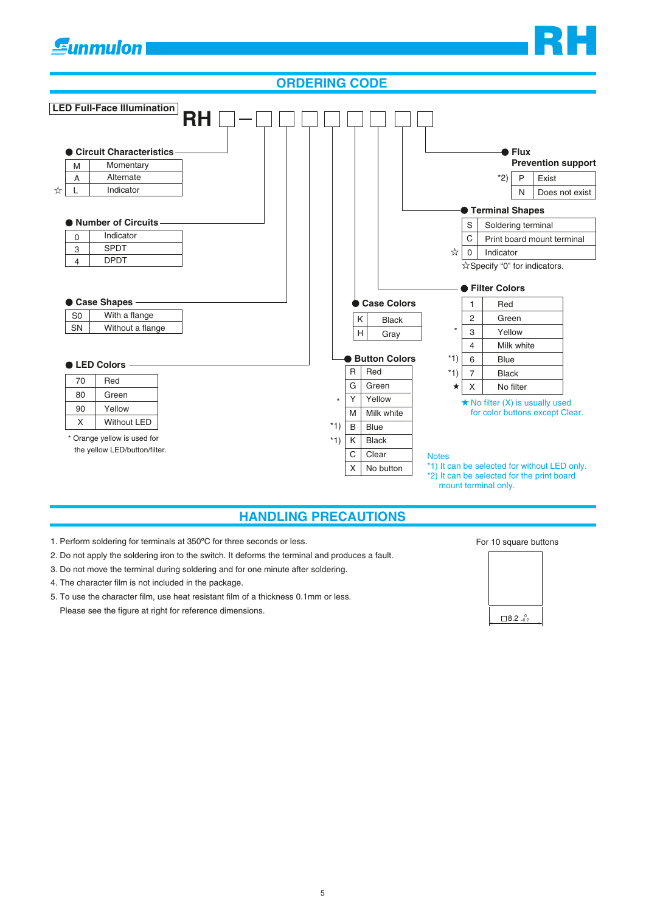## ORDERING CODE

**LED Full-Face Illumination**

RH □ – □ □ □ □ □ □ □ □

### ● Circuit Characteristics

| | | |
|---|---|---|
| | M | Momentary |
| | A | Alternate |
| ☆ | L | Indicator |

### ● Number of Circuits

| | |
|---|---|
| 0 | Indicator |
| 3 | SPDT |
| 4 | DPDT |

### ● Case Shapes

| | |
|---|---|
| S0 | With a flange |
| SN | Without a flange |

### ● LED Colors

| | |
|---|---|
| 70 | Red |
| 80 | Green |
| 90 | Yellow |
| X | Without LED |

* Orange yellow is used for the yellow LED/button/filter.

### ● Case Colors

| | |
|---|---|
| K | Black |
| H | Gray |

### ● Button Colors

| | | |
|---|---|---|
| | R | Red |
| | G | Green |
| * | Y | Yellow |
| | M | Milk white |
| *1) | B | Blue |
| *1) | K | Black |
| | C | Clear |
| | X | No button |

### ● Filter Colors

| | | |
|---|---|---|
| | 1 | Red |
| | 2 | Green |
| * | 3 | Yellow |
| | 4 | Milk white |
| *1) | 6 | Blue |
| *1) | 7 | Black |
| ★ | X | No filter |

★ No filter (X) is usually used for color buttons except Clear.

### ● Terminal Shapes

| | | |
|---|---|---|
| | S | Soldering terminal |
| | C | Print board mount terminal |
| ☆ | 0 | Indicator |

☆Specify "0" for indicators.

### ● Flux Prevention support

| | | |
|---|---|---|
| *2) | P | Exist |
| | N | Does not exist |

Notes
*1) It can be selected for without LED only.
*2) It can be selected for the print board mount terminal only.

## HANDLING PRECAUTIONS

1. Perform soldering for terminals at 350°C for three seconds or less.
2. Do not apply the soldering iron to the switch. It deforms the terminal and produces a fault.
3. Do not move the terminal during soldering and for one minute after soldering.
4. The character film is not included in the package.
5. To use the character film, use heat resistant film of a thickness 0.1mm or less.
   Please see the figure at right for reference dimensions.

For 10 square buttons

□8.2 $^{0}_{-0.2}$